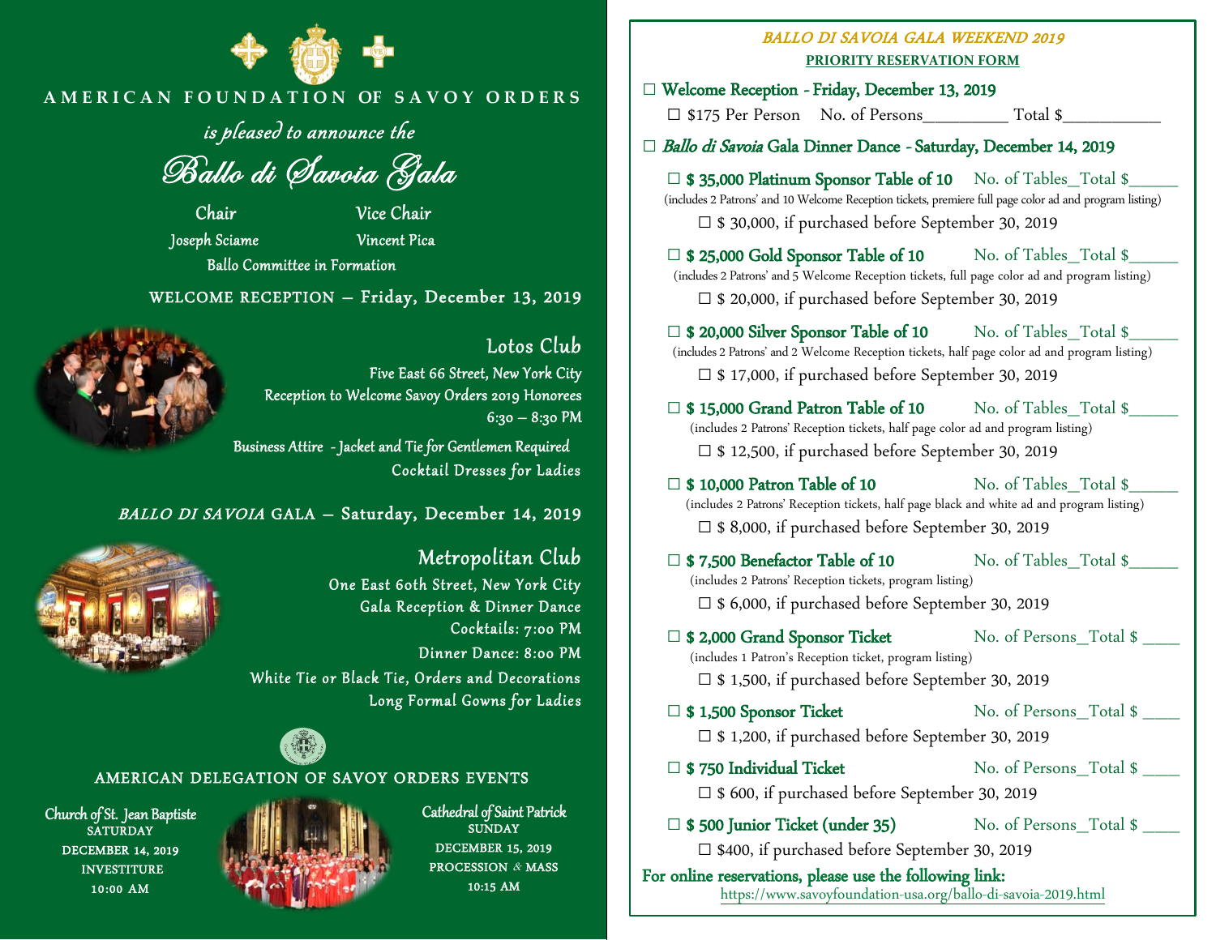# AMERICAN FOUNDATION OF SAVOY ORDERS

*is pleased to announce the*

## *Ballo di Savoia Gala*

| Chair | Vice Chair |
|---|---|
| Joseph Sciame | Vincent Pica |

Ballo Committee in Formation

### WELCOME RECEPTION – Friday, December 13, 2019

**Lotos Club**

Five East 66 Street, New York City
Reception to Welcome Savoy Orders 2019 Honorees
6:30 – 8:30 PM

Business Attire - Jacket and Tie for Gentlemen Required
Cocktail Dresses for Ladies

### *BALLO DI SAVOIA* GALA – Saturday, December 14, 2019

**Metropolitan Club**

One East 60th Street, New York City
Gala Reception & Dinner Dance
Cocktails: 7:00 PM
Dinner Dance: 8:00 PM
White Tie or Black Tie, Orders and Decorations
Long Formal Gowns for Ladies

### AMERICAN DELEGATION OF SAVOY ORDERS EVENTS

**Church of St. Jean Baptiste**
SATURDAY
DECEMBER 14, 2019
INVESTITURE
10:00 AM

**Cathedral of Saint Patrick**
SUNDAY
DECEMBER 15, 2019
PROCESSION & MASS
10:15 AM

---

## *BALLO DI SAVOIA GALA WEEKEND 2019*

### PRIORITY RESERVATION FORM

☐ **Welcome Reception - Friday, December 13, 2019**

☐ $175 Per Person No. of Persons__________ Total $____________

☐ ***Ballo di Savoia* Gala Dinner Dance - Saturday, December 14, 2019**

☐ **$ 35,000 Platinum Sponsor Table of 10** No. of Tables_Total $______
(includes 2 Patrons' and 10 Welcome Reception tickets, premiere full page color ad and program listing)
☐ $ 30,000, if purchased before September 30, 2019

☐ **$ 25,000 Gold Sponsor Table of 10** No. of Tables_Total $______
(includes 2 Patrons' and 5 Welcome Reception tickets, full page color ad and program listing)
☐ $ 20,000, if purchased before September 30, 2019

☐ **$ 20,000 Silver Sponsor Table of 10** No. of Tables_Total $______
(includes 2 Patrons' and 2 Welcome Reception tickets, half page color ad and program listing)
☐ $ 17,000, if purchased before September 30, 2019

☐ **$ 15,000 Grand Patron Table of 10** No. of Tables_Total $______
(includes 2 Patrons' Reception tickets, half page color ad and program listing)
☐ $ 12,500, if purchased before September 30, 2019

☐ **$ 10,000 Patron Table of 10** No. of Tables_Total $______
(includes 2 Patrons' Reception tickets, half page black and white ad and program listing)
☐ $ 8,000, if purchased before September 30, 2019

☐ **$ 7,500 Benefactor Table of 10** No. of Tables_Total $______
(includes 2 Patrons' Reception tickets, program listing)
☐ $ 6,000, if purchased before September 30, 2019

☐ **$ 2,000 Grand Sponsor Ticket** No. of Persons_Total $ _____
(includes 1 Patron's Reception ticket, program listing)
☐ $ 1,500, if purchased before September 30, 2019

☐ **$ 1,500 Sponsor Ticket** No. of Persons_Total $ _____
☐ $ 1,200, if purchased before September 30, 2019

☐ **$ 750 Individual Ticket** No. of Persons_Total $ _____
☐ $ 600, if purchased before September 30, 2019

☐ **$ 500 Junior Ticket (under 35)** No. of Persons_Total $ _____
☐ $400, if purchased before September 30, 2019

**For online reservations, please use the following link:**
https://www.savoyfoundation-usa.org/ballo-di-savoia-2019.html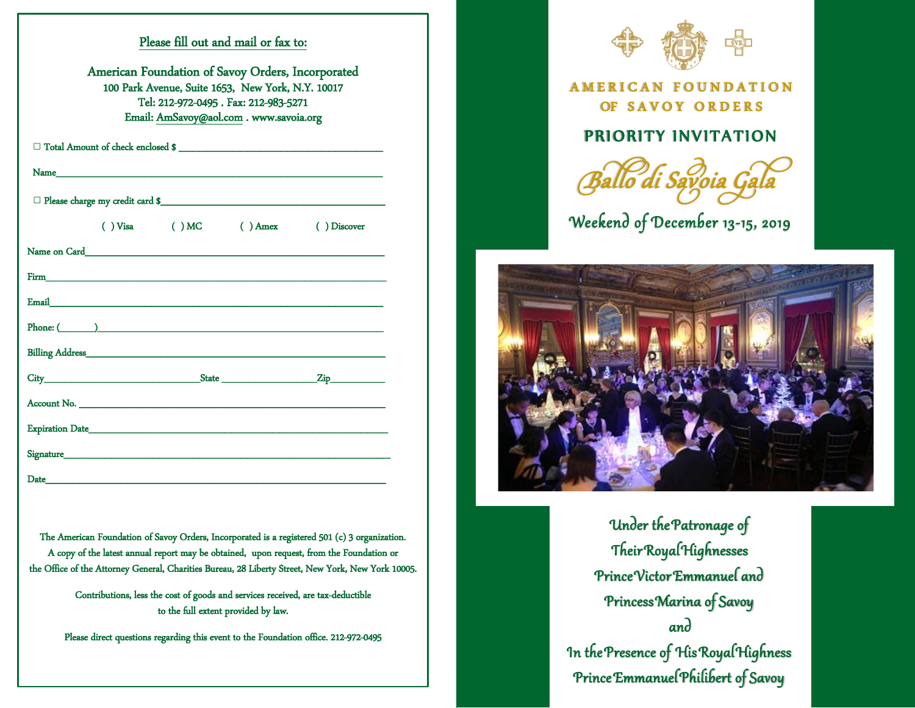## Please fill out and mail or fax to:

**American Foundation of Savoy Orders, Incorporated**
100 Park Avenue, Suite 1653, New York, N.Y. 10017
Tel: 212-972-0495 . Fax: 212-983-5271
Email: AmSavoy@aol.com . www.savoia.org

☐ Total Amount of check enclosed $ ____________________

Name____________________

☐ Please charge my credit card $____________________

( ) Visa ( ) MC ( ) Amex ( ) Discover

Name on Card____________________

Firm____________________

Email____________________

Phone: (_______)____________________

Billing Address____________________

City____________________State ____________________Zip__________

Account No. ____________________

Expiration Date____________________

Signature____________________

Date____________________

The American Foundation of Savoy Orders, Incorporated is a registered 501 (c) 3 organization. A copy of the latest annual report may be obtained, upon request, from the Foundation or the Office of the Attorney General, Charities Bureau, 28 Liberty Street, New York, New York 10005.

Contributions, less the cost of goods and services received, are tax-deductible to the full extent provided by law.

Please direct questions regarding this event to the Foundation office. 212-972-0495

# AMERICAN FOUNDATION OF SAVOY ORDERS

## PRIORITY INVITATION

## *Ballo di Savoia Gala*

### Weekend of December 13-15, 2019

Under the Patronage of
Their Royal Highnesses
Prince Victor Emmanuel and
Princess Marina of Savoy
and
In the Presence of His Royal Highness
Prince Emmanuel Philibert of Savoy